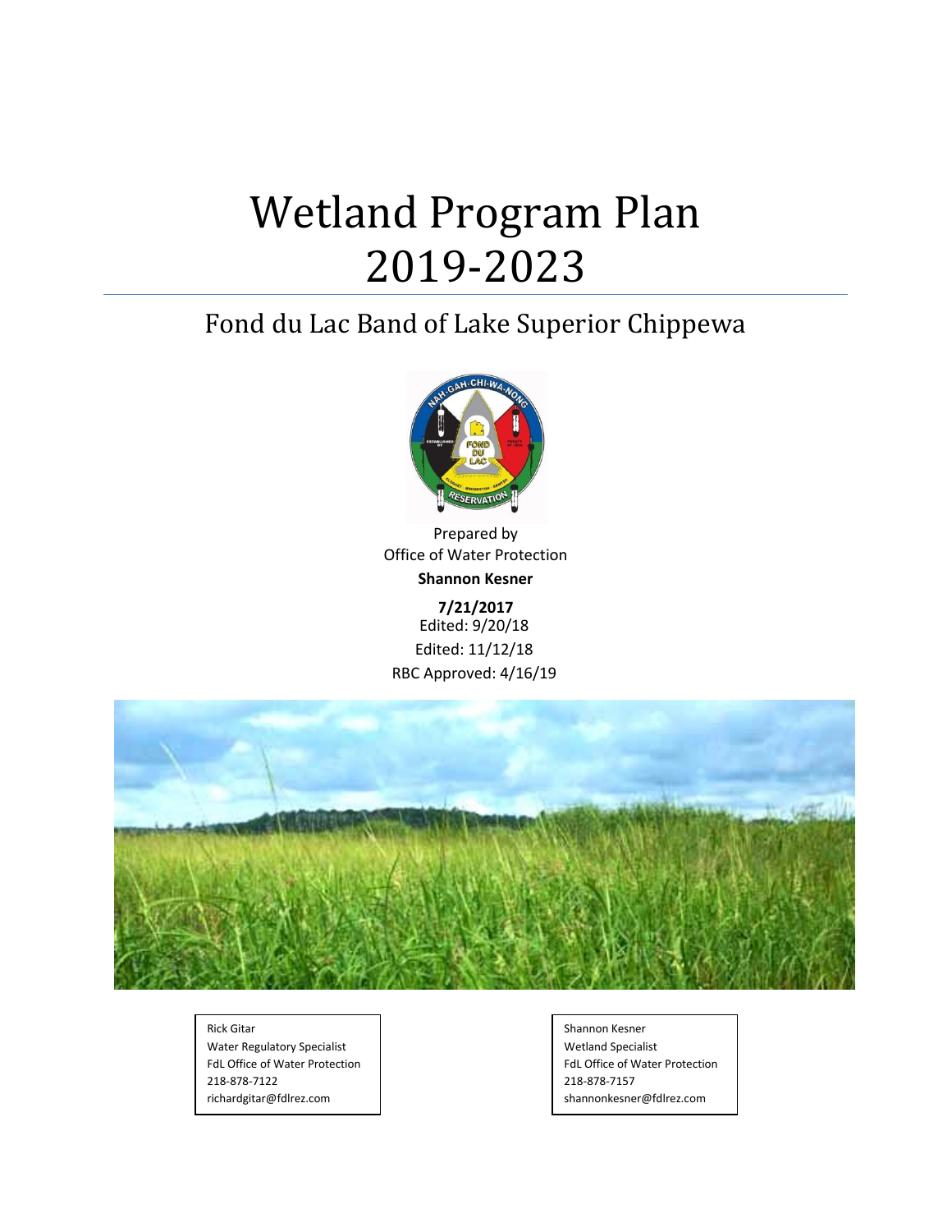# Wetland Program Plan 2019-2023

## Fond du Lac Band of Lake Superior Chippewa

Prepared by
Office of Water Protection
**Shannon Kesner**

**7/21/2017**
Edited: 9/20/18
Edited: 11/12/18
RBC Approved: 4/16/19

Rick Gitar
Water Regulatory Specialist
FdL Office of Water Protection
218-878-7122
richardgitar@fdlrez.com

Shannon Kesner
Wetland Specialist
FdL Office of Water Protection
218-878-7157
shannonkesner@fdlrez.com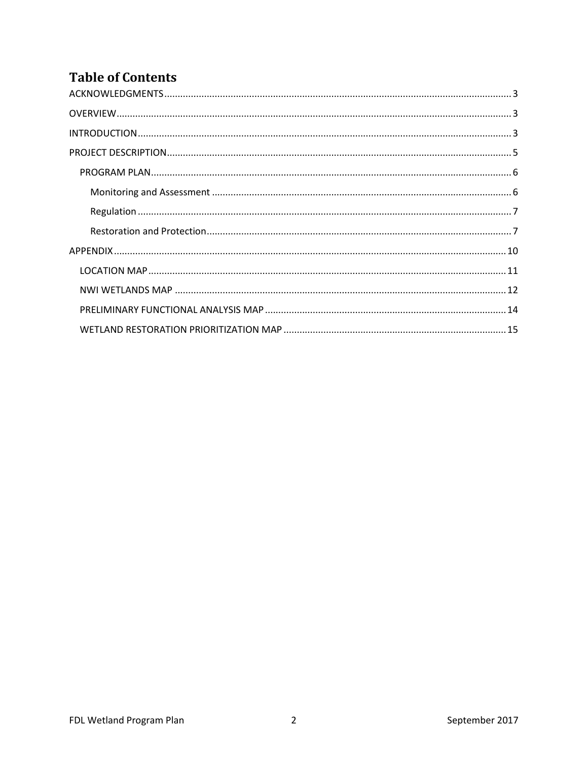# Table of Contents

ACKNOWLEDGMENTS .......... 3

OVERVIEW .......... 3

INTRODUCTION .......... 3

PROJECT DESCRIPTION .......... 5

- PROGRAM PLAN .......... 6
  - Monitoring and Assessment .......... 6
  - Regulation .......... 7
  - Restoration and Protection .......... 7

APPENDIX .......... 10

- LOCATION MAP .......... 11
- NWI WETLANDS MAP .......... 12
- PRELIMINARY FUNCTIONAL ANALYSIS MAP .......... 14
- WETLAND RESTORATION PRIORITIZATION MAP .......... 15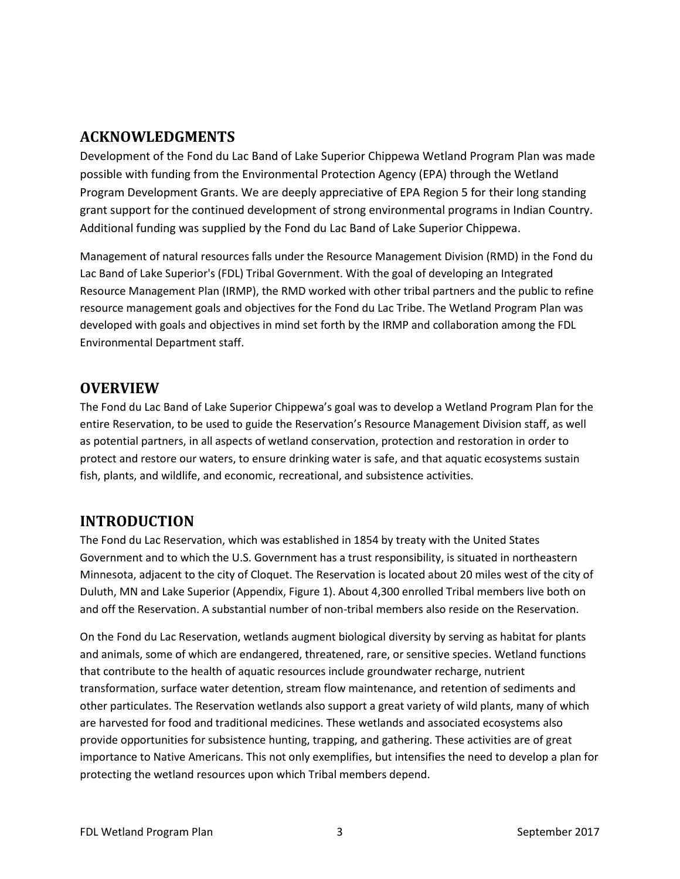## ACKNOWLEDGMENTS

Development of the Fond du Lac Band of Lake Superior Chippewa Wetland Program Plan was made possible with funding from the Environmental Protection Agency (EPA) through the Wetland Program Development Grants. We are deeply appreciative of EPA Region 5 for their long standing grant support for the continued development of strong environmental programs in Indian Country. Additional funding was supplied by the Fond du Lac Band of Lake Superior Chippewa.

Management of natural resources falls under the Resource Management Division (RMD) in the Fond du Lac Band of Lake Superior's (FDL) Tribal Government. With the goal of developing an Integrated Resource Management Plan (IRMP), the RMD worked with other tribal partners and the public to refine resource management goals and objectives for the Fond du Lac Tribe. The Wetland Program Plan was developed with goals and objectives in mind set forth by the IRMP and collaboration among the FDL Environmental Department staff.

## OVERVIEW

The Fond du Lac Band of Lake Superior Chippewa's goal was to develop a Wetland Program Plan for the entire Reservation, to be used to guide the Reservation's Resource Management Division staff, as well as potential partners, in all aspects of wetland conservation, protection and restoration in order to protect and restore our waters, to ensure drinking water is safe, and that aquatic ecosystems sustain fish, plants, and wildlife, and economic, recreational, and subsistence activities.

## INTRODUCTION

The Fond du Lac Reservation, which was established in 1854 by treaty with the United States Government and to which the U.S. Government has a trust responsibility, is situated in northeastern Minnesota, adjacent to the city of Cloquet. The Reservation is located about 20 miles west of the city of Duluth, MN and Lake Superior (Appendix, Figure 1). About 4,300 enrolled Tribal members live both on and off the Reservation. A substantial number of non-tribal members also reside on the Reservation.

On the Fond du Lac Reservation, wetlands augment biological diversity by serving as habitat for plants and animals, some of which are endangered, threatened, rare, or sensitive species. Wetland functions that contribute to the health of aquatic resources include groundwater recharge, nutrient transformation, surface water detention, stream flow maintenance, and retention of sediments and other particulates. The Reservation wetlands also support a great variety of wild plants, many of which are harvested for food and traditional medicines. These wetlands and associated ecosystems also provide opportunities for subsistence hunting, trapping, and gathering. These activities are of great importance to Native Americans. This not only exemplifies, but intensifies the need to develop a plan for protecting the wetland resources upon which Tribal members depend.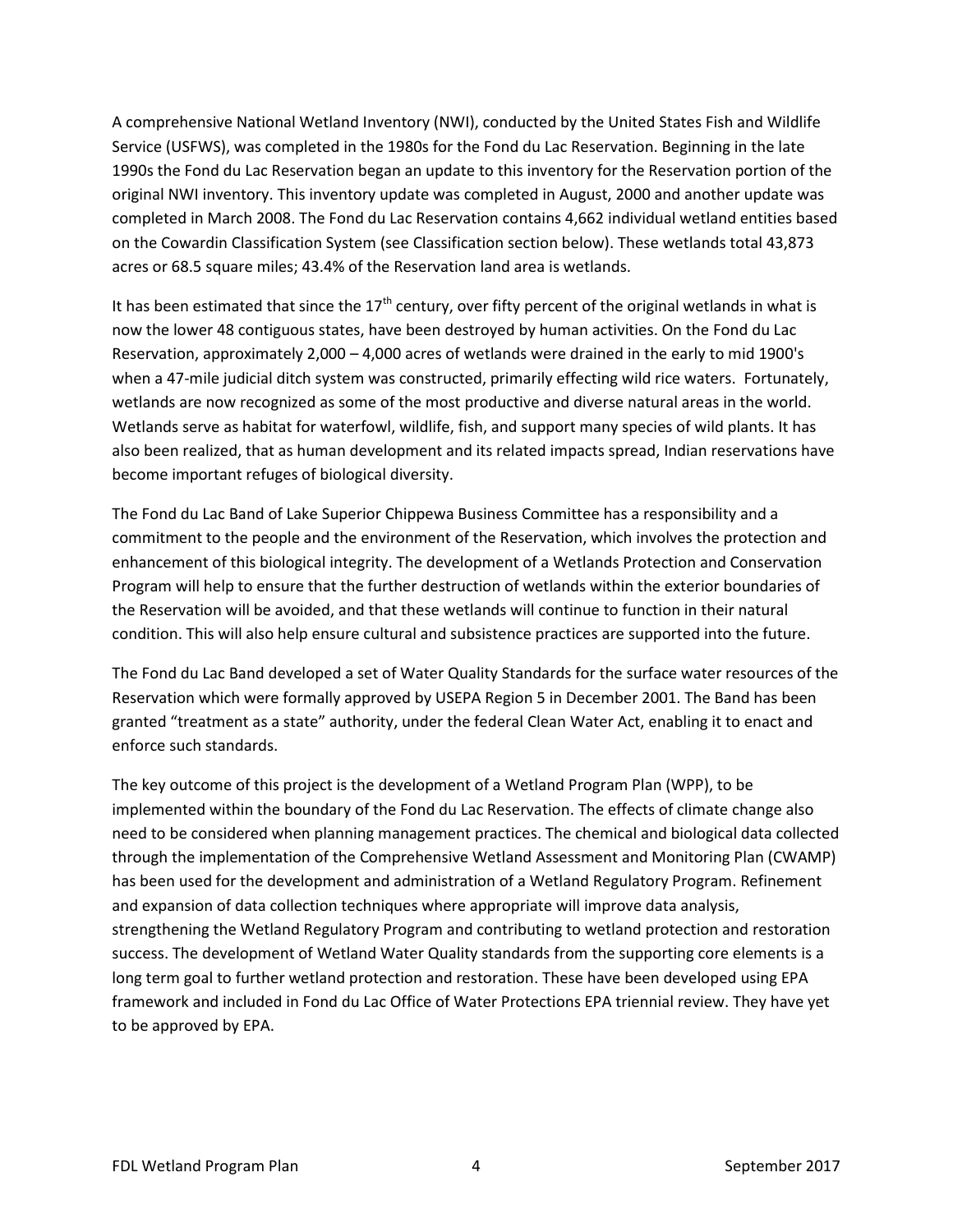A comprehensive National Wetland Inventory (NWI), conducted by the United States Fish and Wildlife Service (USFWS), was completed in the 1980s for the Fond du Lac Reservation. Beginning in the late 1990s the Fond du Lac Reservation began an update to this inventory for the Reservation portion of the original NWI inventory. This inventory update was completed in August, 2000 and another update was completed in March 2008. The Fond du Lac Reservation contains 4,662 individual wetland entities based on the Cowardin Classification System (see Classification section below). These wetlands total 43,873 acres or 68.5 square miles; 43.4% of the Reservation land area is wetlands.

It has been estimated that since the 17th century, over fifty percent of the original wetlands in what is now the lower 48 contiguous states, have been destroyed by human activities. On the Fond du Lac Reservation, approximately 2,000 – 4,000 acres of wetlands were drained in the early to mid 1900's when a 47-mile judicial ditch system was constructed, primarily effecting wild rice waters. Fortunately, wetlands are now recognized as some of the most productive and diverse natural areas in the world. Wetlands serve as habitat for waterfowl, wildlife, fish, and support many species of wild plants. It has also been realized, that as human development and its related impacts spread, Indian reservations have become important refuges of biological diversity.

The Fond du Lac Band of Lake Superior Chippewa Business Committee has a responsibility and a commitment to the people and the environment of the Reservation, which involves the protection and enhancement of this biological integrity. The development of a Wetlands Protection and Conservation Program will help to ensure that the further destruction of wetlands within the exterior boundaries of the Reservation will be avoided, and that these wetlands will continue to function in their natural condition. This will also help ensure cultural and subsistence practices are supported into the future.

The Fond du Lac Band developed a set of Water Quality Standards for the surface water resources of the Reservation which were formally approved by USEPA Region 5 in December 2001. The Band has been granted "treatment as a state" authority, under the federal Clean Water Act, enabling it to enact and enforce such standards.

The key outcome of this project is the development of a Wetland Program Plan (WPP), to be implemented within the boundary of the Fond du Lac Reservation. The effects of climate change also need to be considered when planning management practices. The chemical and biological data collected through the implementation of the Comprehensive Wetland Assessment and Monitoring Plan (CWAMP) has been used for the development and administration of a Wetland Regulatory Program. Refinement and expansion of data collection techniques where appropriate will improve data analysis, strengthening the Wetland Regulatory Program and contributing to wetland protection and restoration success. The development of Wetland Water Quality standards from the supporting core elements is a long term goal to further wetland protection and restoration. These have been developed using EPA framework and included in Fond du Lac Office of Water Protections EPA triennial review. They have yet to be approved by EPA.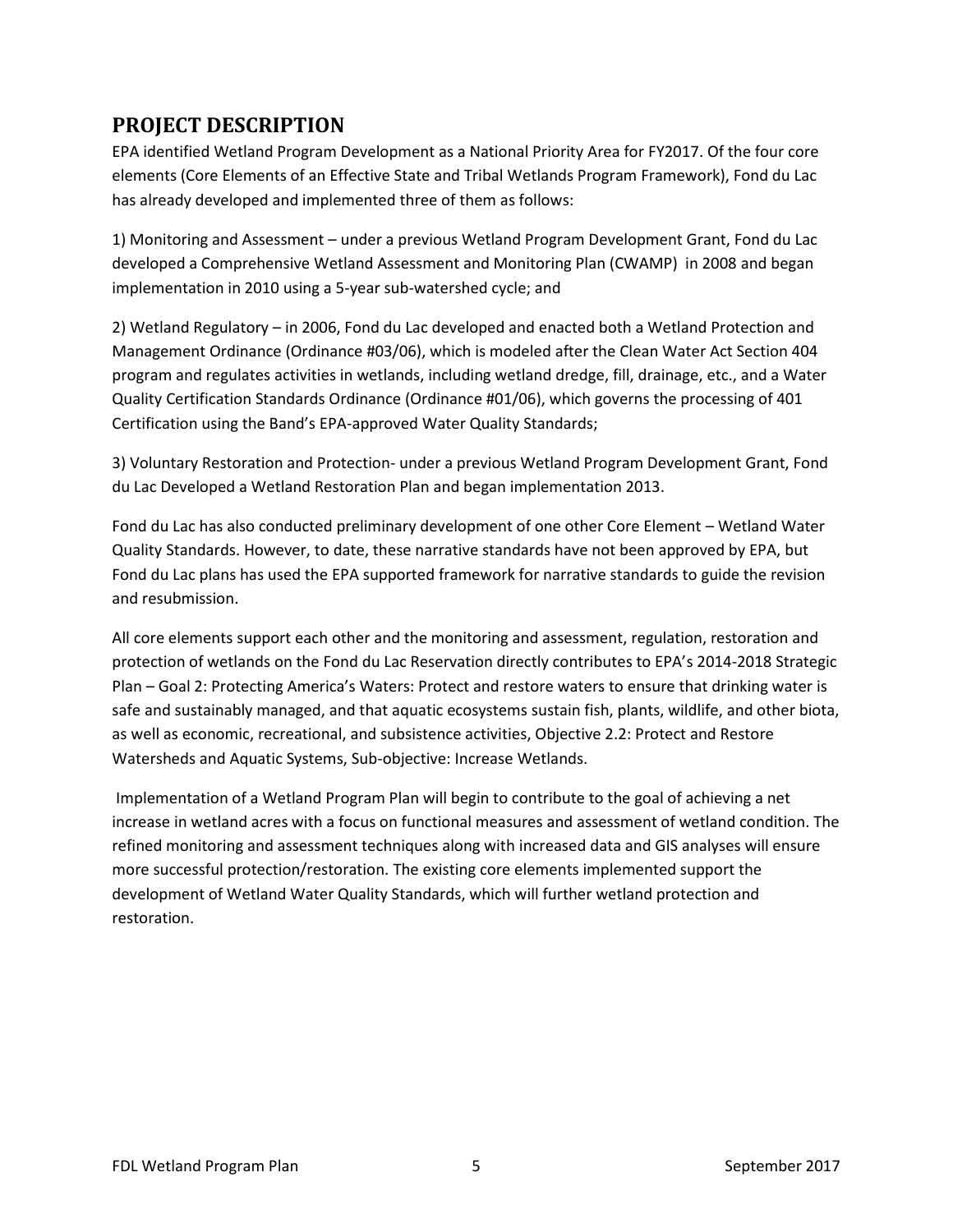## PROJECT DESCRIPTION

EPA identified Wetland Program Development as a National Priority Area for FY2017. Of the four core elements (Core Elements of an Effective State and Tribal Wetlands Program Framework), Fond du Lac has already developed and implemented three of them as follows:

1) Monitoring and Assessment – under a previous Wetland Program Development Grant, Fond du Lac developed a Comprehensive Wetland Assessment and Monitoring Plan (CWAMP) in 2008 and began implementation in 2010 using a 5-year sub-watershed cycle; and

2) Wetland Regulatory – in 2006, Fond du Lac developed and enacted both a Wetland Protection and Management Ordinance (Ordinance #03/06), which is modeled after the Clean Water Act Section 404 program and regulates activities in wetlands, including wetland dredge, fill, drainage, etc., and a Water Quality Certification Standards Ordinance (Ordinance #01/06), which governs the processing of 401 Certification using the Band's EPA-approved Water Quality Standards;

3) Voluntary Restoration and Protection- under a previous Wetland Program Development Grant, Fond du Lac Developed a Wetland Restoration Plan and began implementation 2013.

Fond du Lac has also conducted preliminary development of one other Core Element – Wetland Water Quality Standards. However, to date, these narrative standards have not been approved by EPA, but Fond du Lac plans has used the EPA supported framework for narrative standards to guide the revision and resubmission.

All core elements support each other and the monitoring and assessment, regulation, restoration and protection of wetlands on the Fond du Lac Reservation directly contributes to EPA's 2014-2018 Strategic Plan – Goal 2: Protecting America's Waters: Protect and restore waters to ensure that drinking water is safe and sustainably managed, and that aquatic ecosystems sustain fish, plants, wildlife, and other biota, as well as economic, recreational, and subsistence activities, Objective 2.2: Protect and Restore Watersheds and Aquatic Systems, Sub-objective: Increase Wetlands.

Implementation of a Wetland Program Plan will begin to contribute to the goal of achieving a net increase in wetland acres with a focus on functional measures and assessment of wetland condition. The refined monitoring and assessment techniques along with increased data and GIS analyses will ensure more successful protection/restoration. The existing core elements implemented support the development of Wetland Water Quality Standards, which will further wetland protection and restoration.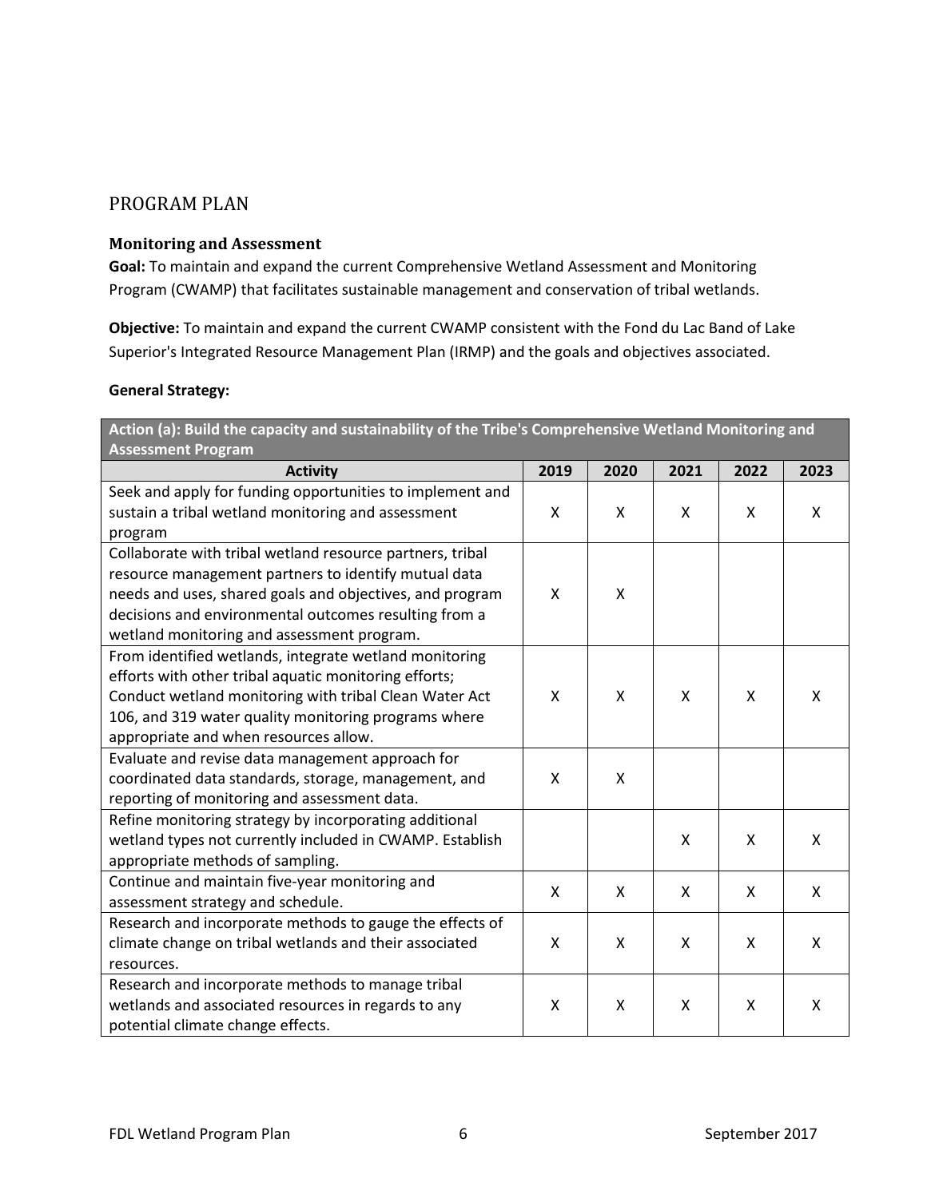## PROGRAM PLAN

### Monitoring and Assessment

**Goal:** To maintain and expand the current Comprehensive Wetland Assessment and Monitoring Program (CWAMP) that facilitates sustainable management and conservation of tribal wetlands.

**Objective:** To maintain and expand the current CWAMP consistent with the Fond du Lac Band of Lake Superior's Integrated Resource Management Plan (IRMP) and the goals and objectives associated.

**General Strategy:**

| **Action (a): Build the capacity and sustainability of the Tribe's Comprehensive Wetland Monitoring and Assessment Program** | | | | | |
|---|---|---|---|---|---|
| **Activity** | **2019** | **2020** | **2021** | **2022** | **2023** |
| Seek and apply for funding opportunities to implement and sustain a tribal wetland monitoring and assessment program | X | X | X | X | X |
| Collaborate with tribal wetland resource partners, tribal resource management partners to identify mutual data needs and uses, shared goals and objectives, and program decisions and environmental outcomes resulting from a wetland monitoring and assessment program. | X | X | | | |
| From identified wetlands, integrate wetland monitoring efforts with other tribal aquatic monitoring efforts; Conduct wetland monitoring with tribal Clean Water Act 106, and 319 water quality monitoring programs where appropriate and when resources allow. | X | X | X | X | X |
| Evaluate and revise data management approach for coordinated data standards, storage, management, and reporting of monitoring and assessment data. | X | X | | | |
| Refine monitoring strategy by incorporating additional wetland types not currently included in CWAMP. Establish appropriate methods of sampling. | | | X | X | X |
| Continue and maintain five-year monitoring and assessment strategy and schedule. | X | X | X | X | X |
| Research and incorporate methods to gauge the effects of climate change on tribal wetlands and their associated resources. | X | X | X | X | X |
| Research and incorporate methods to manage tribal wetlands and associated resources in regards to any potential climate change effects. | X | X | X | X | X |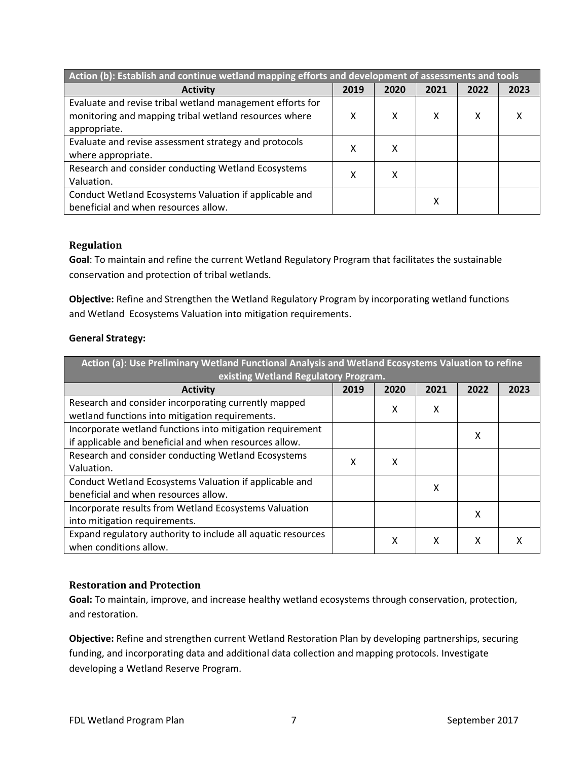| Action (b): Establish and continue wetland mapping efforts and development of assessments and tools | | | | | |
|---|---|---|---|---|---|
| **Activity** | **2019** | **2020** | **2021** | **2022** | **2023** |
| Evaluate and revise tribal wetland management efforts for monitoring and mapping tribal wetland resources where appropriate. | X | X | X | X | X |
| Evaluate and revise assessment strategy and protocols where appropriate. | X | X | | | |
| Research and consider conducting Wetland Ecosystems Valuation. | X | X | | | |
| Conduct Wetland Ecosystems Valuation if applicable and beneficial and when resources allow. | | | X | | |

### Regulation

**Goal**: To maintain and refine the current Wetland Regulatory Program that facilitates the sustainable conservation and protection of tribal wetlands.

**Objective:** Refine and Strengthen the Wetland Regulatory Program by incorporating wetland functions and Wetland Ecosystems Valuation into mitigation requirements.

**General Strategy:**

| Action (a): Use Preliminary Wetland Functional Analysis and Wetland Ecosystems Valuation to refine existing Wetland Regulatory Program. | | | | | |
|---|---|---|---|---|---|
| **Activity** | **2019** | **2020** | **2021** | **2022** | **2023** |
| Research and consider incorporating currently mapped wetland functions into mitigation requirements. | | X | X | | |
| Incorporate wetland functions into mitigation requirement if applicable and beneficial and when resources allow. | | | | X | |
| Research and consider conducting Wetland Ecosystems Valuation. | X | X | | | |
| Conduct Wetland Ecosystems Valuation if applicable and beneficial and when resources allow. | | | X | | |
| Incorporate results from Wetland Ecosystems Valuation into mitigation requirements. | | | | X | |
| Expand regulatory authority to include all aquatic resources when conditions allow. | | X | X | X | X |

### Restoration and Protection

**Goal:** To maintain, improve, and increase healthy wetland ecosystems through conservation, protection, and restoration.

**Objective:** Refine and strengthen current Wetland Restoration Plan by developing partnerships, securing funding, and incorporating data and additional data collection and mapping protocols. Investigate developing a Wetland Reserve Program.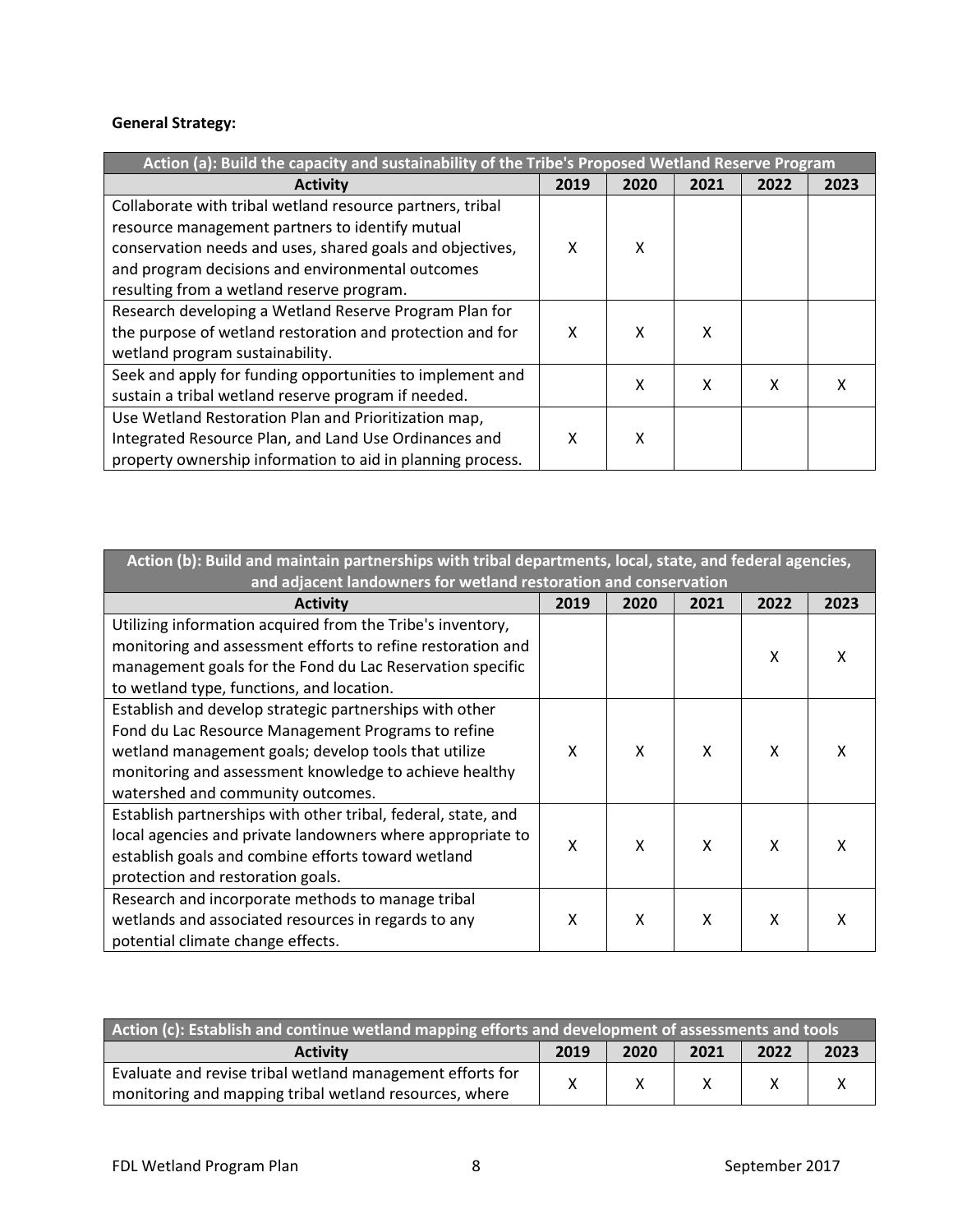**General Strategy:**

| Action (a): Build the capacity and sustainability of the Tribe's Proposed Wetland Reserve Program | | | | | |
|---|---|---|---|---|---|
| **Activity** | **2019** | **2020** | **2021** | **2022** | **2023** |
| Collaborate with tribal wetland resource partners, tribal resource management partners to identify mutual conservation needs and uses, shared goals and objectives, and program decisions and environmental outcomes resulting from a wetland reserve program. | X | X | | | |
| Research developing a Wetland Reserve Program Plan for the purpose of wetland restoration and protection and for wetland program sustainability. | X | X | X | | |
| Seek and apply for funding opportunities to implement and sustain a tribal wetland reserve program if needed. | | X | X | X | X |
| Use Wetland Restoration Plan and Prioritization map, Integrated Resource Plan, and Land Use Ordinances and property ownership information to aid in planning process. | X | X | | | |

| Action (b): Build and maintain partnerships with tribal departments, local, state, and federal agencies, and adjacent landowners for wetland restoration and conservation | | | | | |
|---|---|---|---|---|---|
| **Activity** | **2019** | **2020** | **2021** | **2022** | **2023** |
| Utilizing information acquired from the Tribe's inventory, monitoring and assessment efforts to refine restoration and management goals for the Fond du Lac Reservation specific to wetland type, functions, and location. | | | | X | X |
| Establish and develop strategic partnerships with other Fond du Lac Resource Management Programs to refine wetland management goals; develop tools that utilize monitoring and assessment knowledge to achieve healthy watershed and community outcomes. | X | X | X | X | X |
| Establish partnerships with other tribal, federal, state, and local agencies and private landowners where appropriate to establish goals and combine efforts toward wetland protection and restoration goals. | X | X | X | X | X |
| Research and incorporate methods to manage tribal wetlands and associated resources in regards to any potential climate change effects. | X | X | X | X | X |

| Action (c): Establish and continue wetland mapping efforts and development of assessments and tools | | | | | |
|---|---|---|---|---|---|
| **Activity** | **2019** | **2020** | **2021** | **2022** | **2023** |
| Evaluate and revise tribal wetland management efforts for monitoring and mapping tribal wetland resources, where | X | X | X | X | X |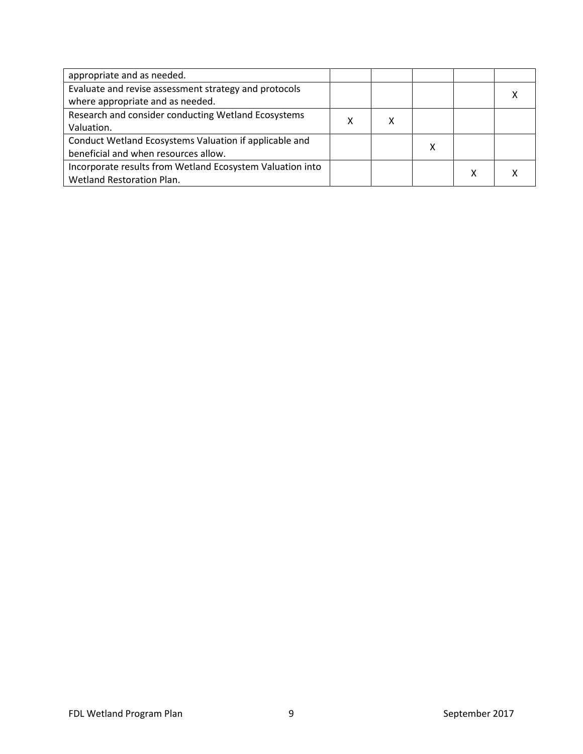| | | | | | |
|---|---|---|---|---|---|
| appropriate and as needed. | | | | | |
| Evaluate and revise assessment strategy and protocols where appropriate and as needed. | | | | | X |
| Research and consider conducting Wetland Ecosystems Valuation. | X | X | | | |
| Conduct Wetland Ecosystems Valuation if applicable and beneficial and when resources allow. | | | X | | |
| Incorporate results from Wetland Ecosystem Valuation into Wetland Restoration Plan. | | | | X | X |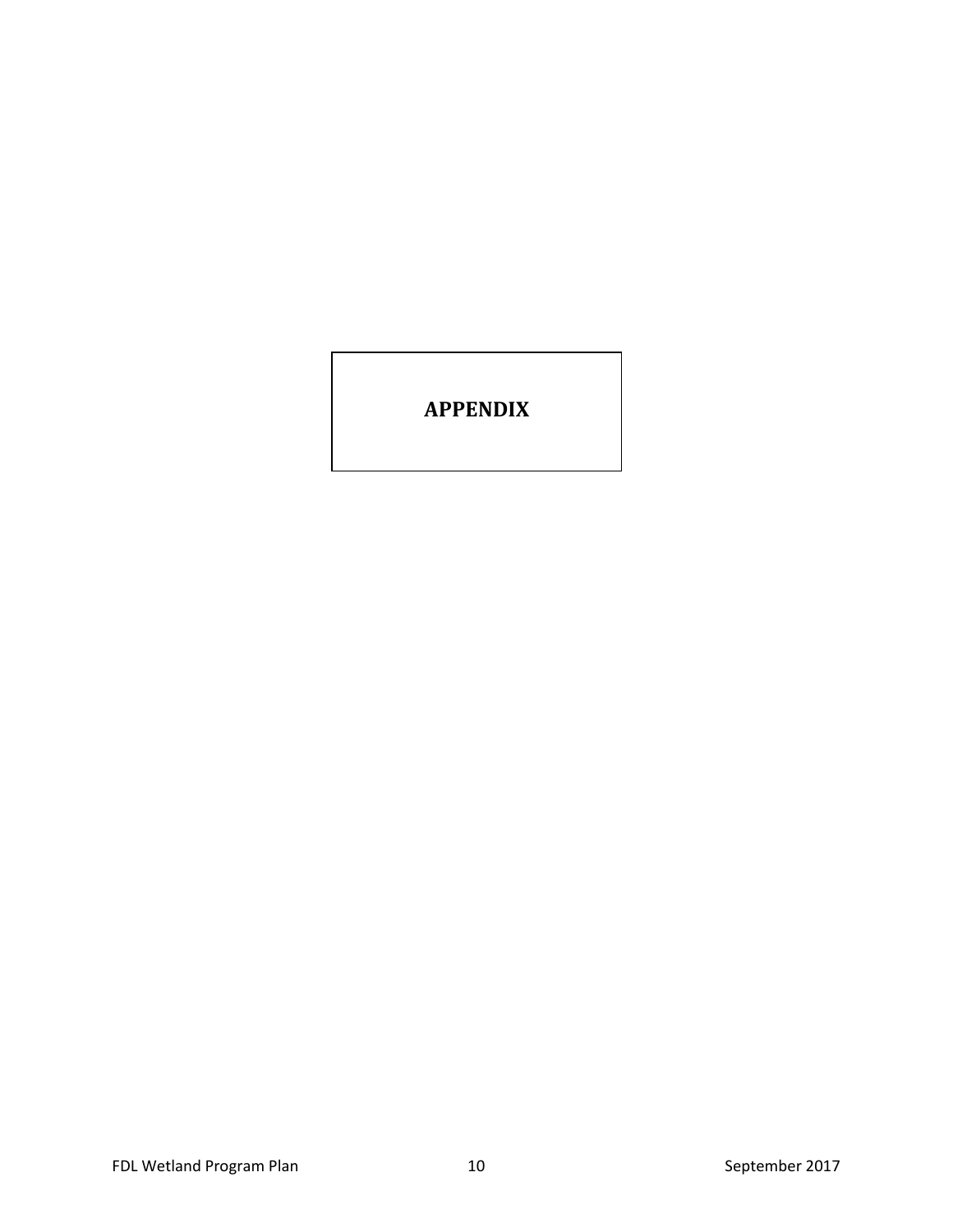# APPENDIX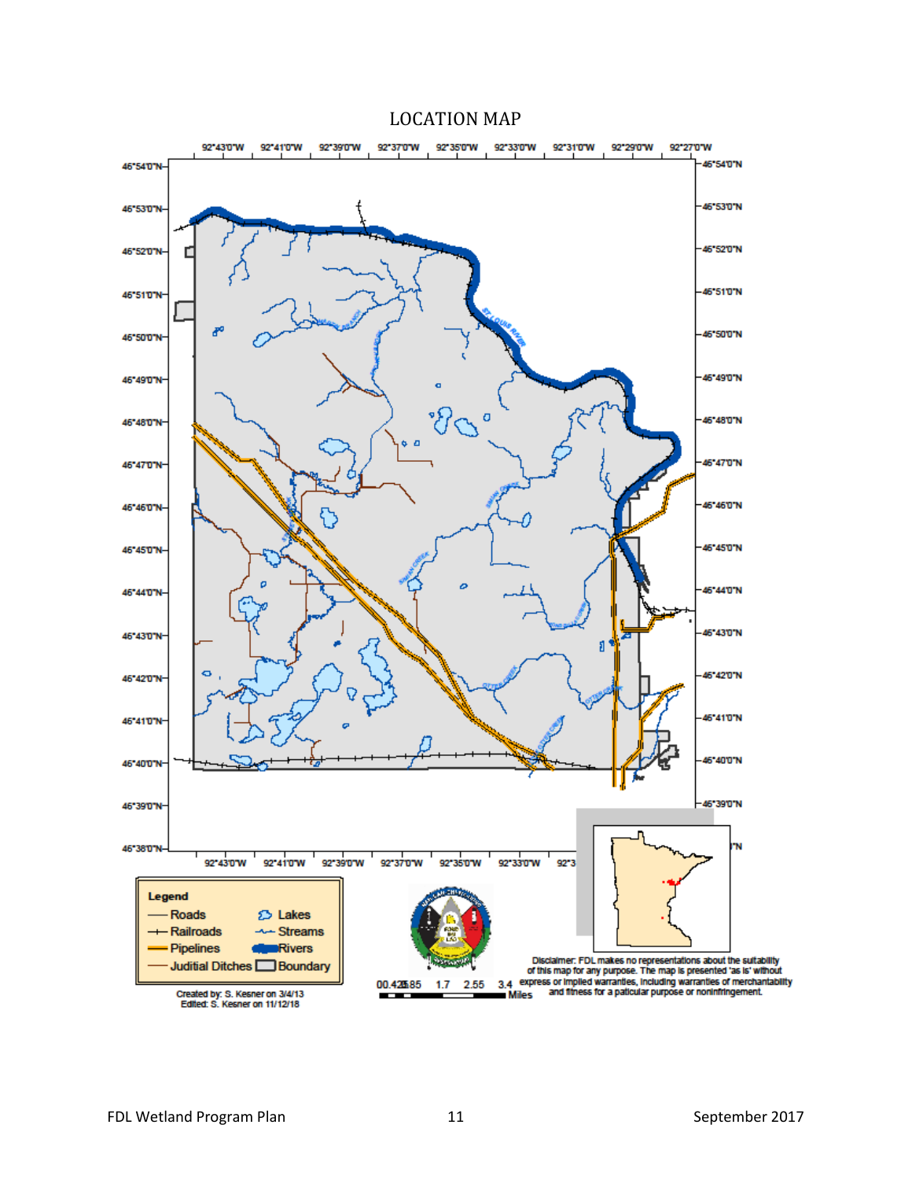# LOCATION MAP

Legend
- Roads
- Railroads
- Pipelines
- Juditial Ditches
- Lakes
- Streams
- Rivers
- Boundary

Created by: S. Kesner on 3/4/13
Edited: S. Kesner on 11/12/18

0 0.425 0.85 1.7 2.55 3.4 Miles

Disclaimer: FDL makes no representations about the suitability of this map for any purpose. The map is presented 'as is' without express or implied warranties, including warranties of merchantability and fitness for a paticular purpose or noninfringement.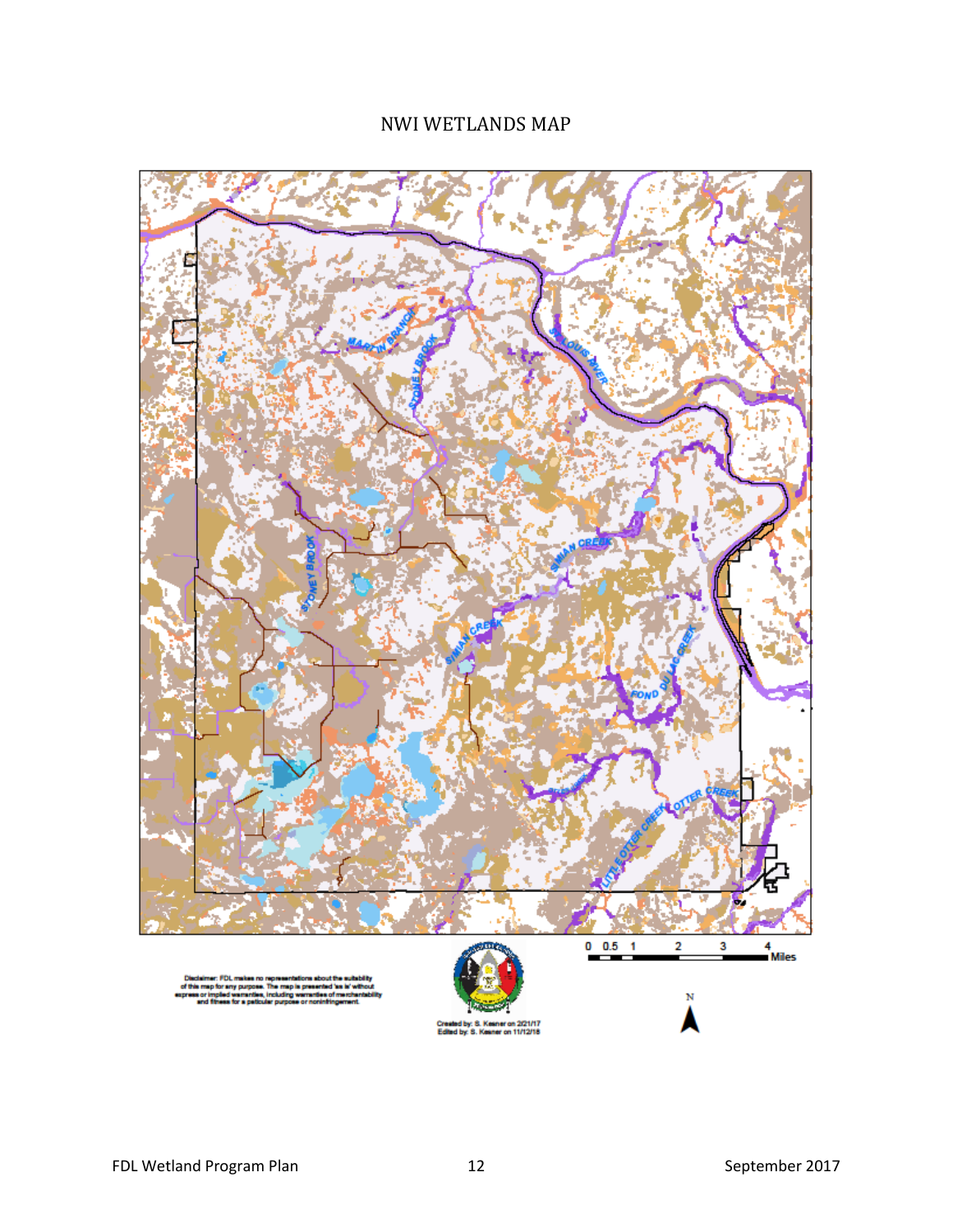# NWI WETLANDS MAP

Disclaimer: FDL makes no representations about the suitability of this map for any purpose. The map is presented 'as is' without express or implied warranties, including warranties of merchantability and fitness for a particular purpose or noninfringement.

Created by: S. Kesner on 2/21/17
Edited by: S. Kesner on 11/12/18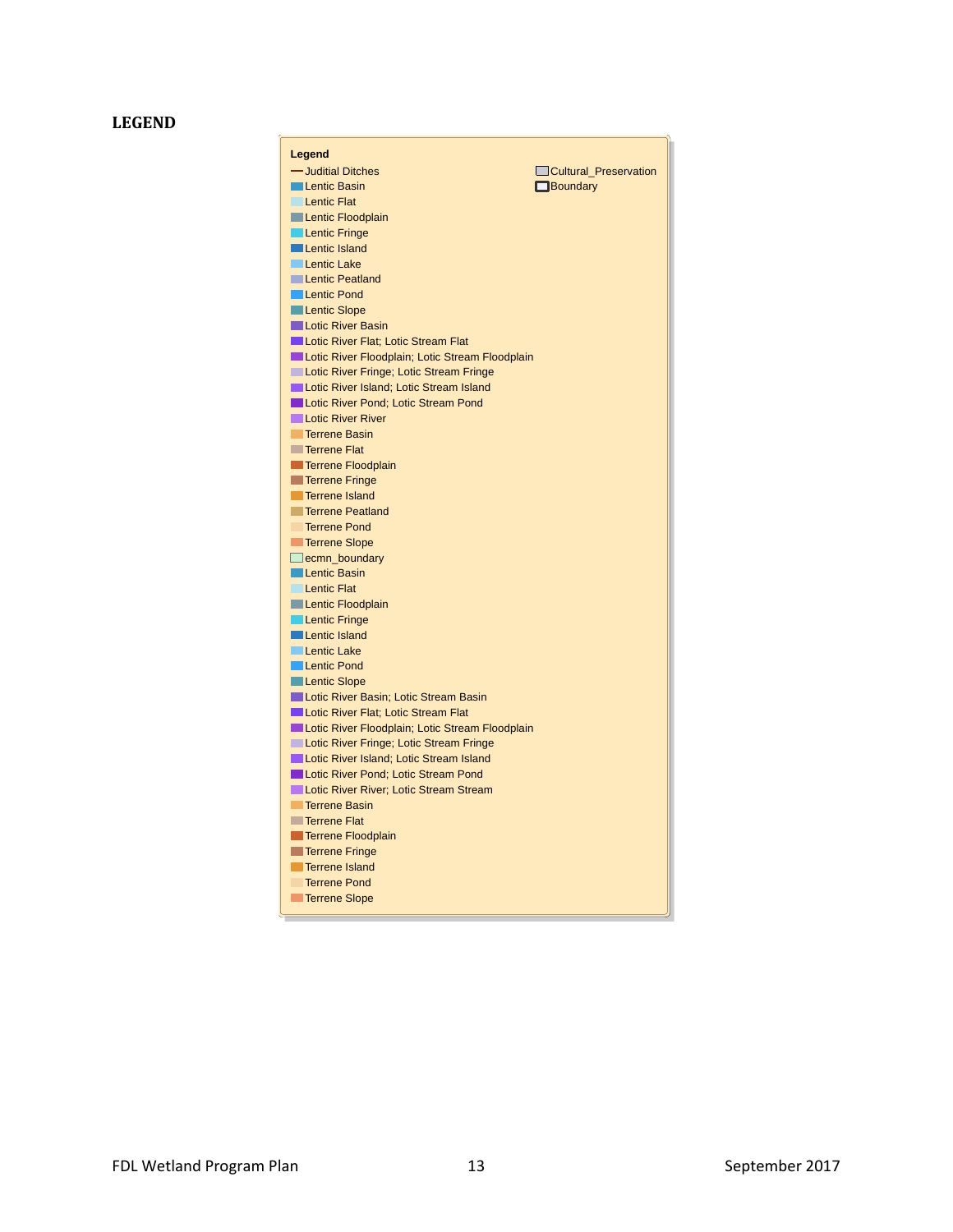## LEGEND

**Legend**

- Juditial Ditches
- Lentic Basin
- Lentic Flat
- Lentic Floodplain
- Lentic Fringe
- Lentic Island
- Lentic Lake
- Lentic Peatland
- Lentic Pond
- Lentic Slope
- Lotic River Basin
- Lotic River Flat; Lotic Stream Flat
- Lotic River Floodplain; Lotic Stream Floodplain
- Lotic River Fringe; Lotic Stream Fringe
- Lotic River Island; Lotic Stream Island
- Lotic River Pond; Lotic Stream Pond
- Lotic River River
- Terrene Basin
- Terrene Flat
- Terrene Floodplain
- Terrene Fringe
- Terrene Island
- Terrene Peatland
- Terrene Pond
- Terrene Slope
- ecmn_boundary
- Lentic Basin
- Lentic Flat
- Lentic Floodplain
- Lentic Fringe
- Lentic Island
- Lentic Lake
- Lentic Pond
- Lentic Slope
- Lotic River Basin; Lotic Stream Basin
- Lotic River Flat; Lotic Stream Flat
- Lotic River Floodplain; Lotic Stream Floodplain
- Lotic River Fringe; Lotic Stream Fringe
- Lotic River Island; Lotic Stream Island
- Lotic River Pond; Lotic Stream Pond
- Lotic River River; Lotic Stream Stream
- Terrene Basin
- Terrene Flat
- Terrene Floodplain
- Terrene Fringe
- Terrene Island
- Terrene Pond
- Terrene Slope

- Cultural_Preservation
- Boundary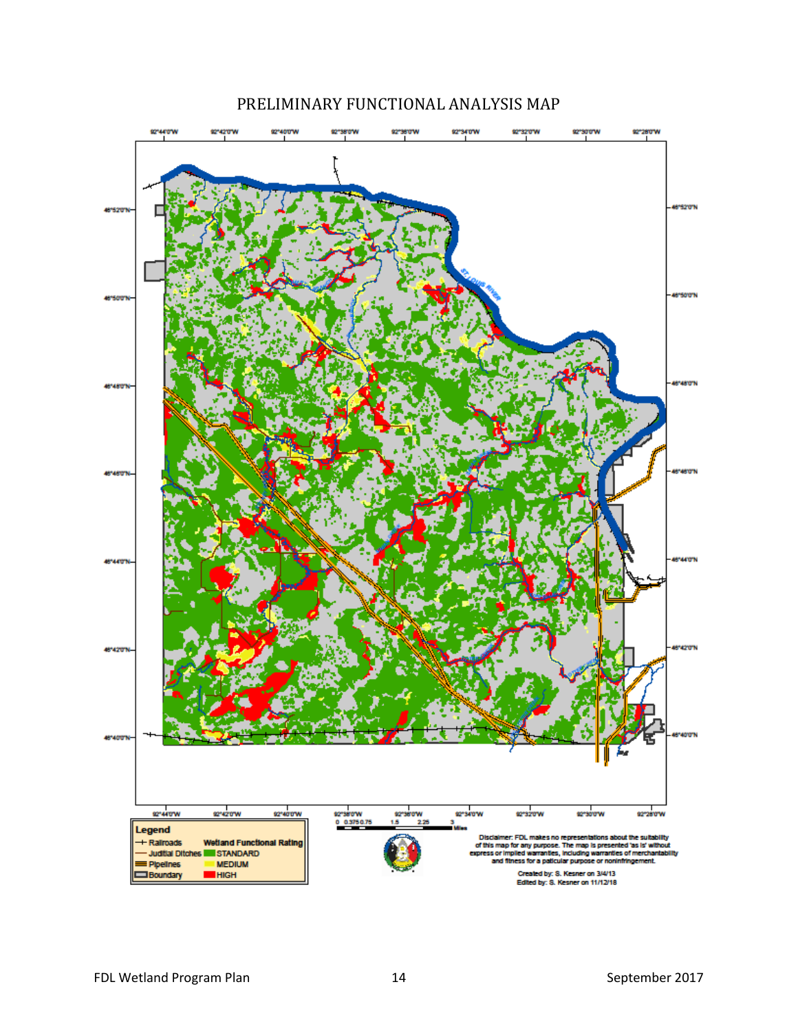# PRELIMINARY FUNCTIONAL ANALYSIS MAP

Legend

- Railroads
- Judicial Ditches
- Pipelines
- Boundary

Wetland Functional Rating

- STANDARD
- MEDIUM
- HIGH

Disclaimer: FDL makes no representations about the suitability of this map for any purpose. The map is presented 'as is' without express or implied warranties, including warranties of merchantability and fitness for a paticular purpose or noninfringement.

Created by: S. Kesner on 3/4/13
Edited by: S. Kesner on 11/12/18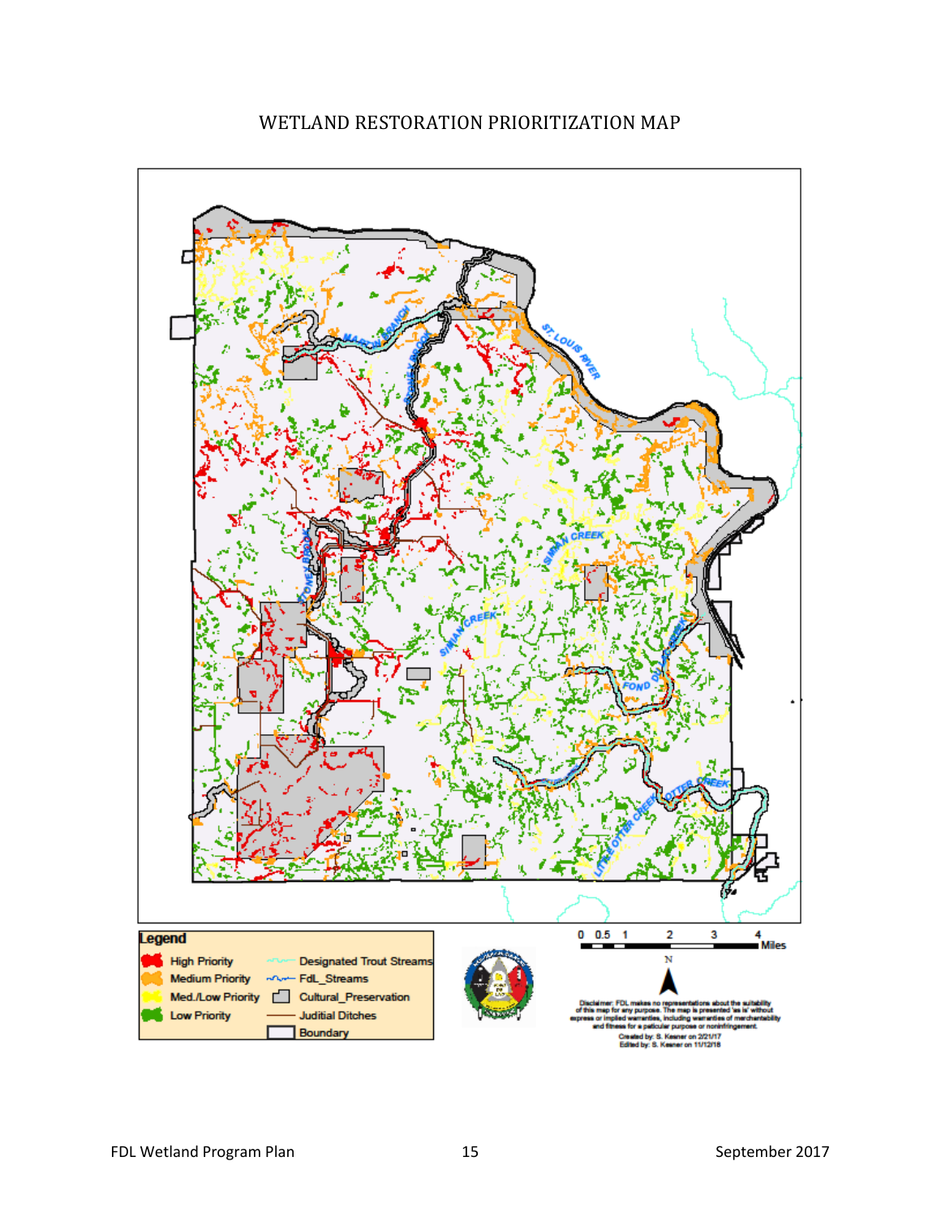WETLAND RESTORATION PRIORITIZATION MAP

ST. LOUIS RIVER

MARSH BRANCH

STONEY BROOK

SIMIAN CREEK

FOND DU LAC CREEK

LITTLE OTTER CREEK

OTTER CREEK

Legend

High Priority

Medium Priority

Med./Low Priority

Low Priority

Designated Trout Streams

FdL_Streams

Cultural_Preservation

Judicial Ditches

Boundary

0 0.5 1 2 3 4 Miles

N

Disclaimer: FDL makes no representations about the suitability of this map for any purpose. The map is presented 'as is' without express or implied warranties, including warranties of merchantability and fitness for a particular purpose or noninfringement.

Created by: S. Kesner on 2/21/17

Edited by: S. Kesner on 11/12/18